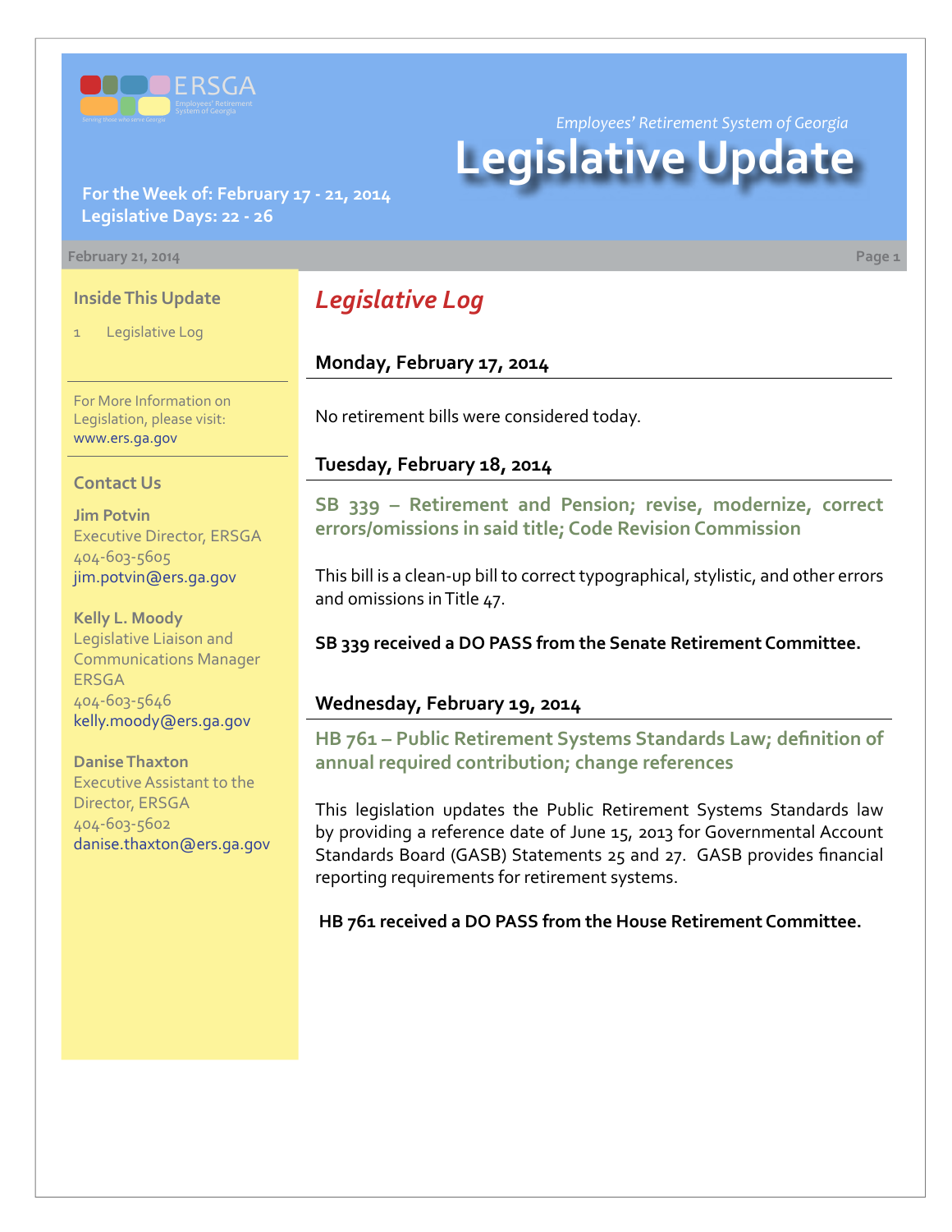*Employees' Retirement System of Georgia*

# Legislative Update

**For the Week of: February 17 - 21, 2014**
**Legislative Days: 22 - 26**

February 21, 2014

### Inside This Update

1 Legislative Log

For More Information on Legislation, please visit: www.ers.ga.gov

### Contact Us

**Jim Potvin**
Executive Director, ERSGA
404-603-5605
jim.potvin@ers.ga.gov

**Kelly L. Moody**
Legislative Liaison and Communications Manager ERSGA
404-603-5646
kelly.moody@ers.ga.gov

**Danise Thaxton**
Executive Assistant to the Director, ERSGA
404-603-5602
danise.thaxton@ers.ga.gov

## *Legislative Log*

### Monday, February 17, 2014

No retirement bills were considered today.

### Tuesday, February 18, 2014

**SB 339 – Retirement and Pension; revise, modernize, correct errors/omissions in said title; Code Revision Commission**

This bill is a clean-up bill to correct typographical, stylistic, and other errors and omissions in Title 47.

**SB 339 received a DO PASS from the Senate Retirement Committee.**

### Wednesday, February 19, 2014

**HB 761 – Public Retirement Systems Standards Law; definition of annual required contribution; change references**

This legislation updates the Public Retirement Systems Standards law by providing a reference date of June 15, 2013 for Governmental Account Standards Board (GASB) Statements 25 and 27. GASB provides financial reporting requirements for retirement systems.

**HB 761 received a DO PASS from the House Retirement Committee.**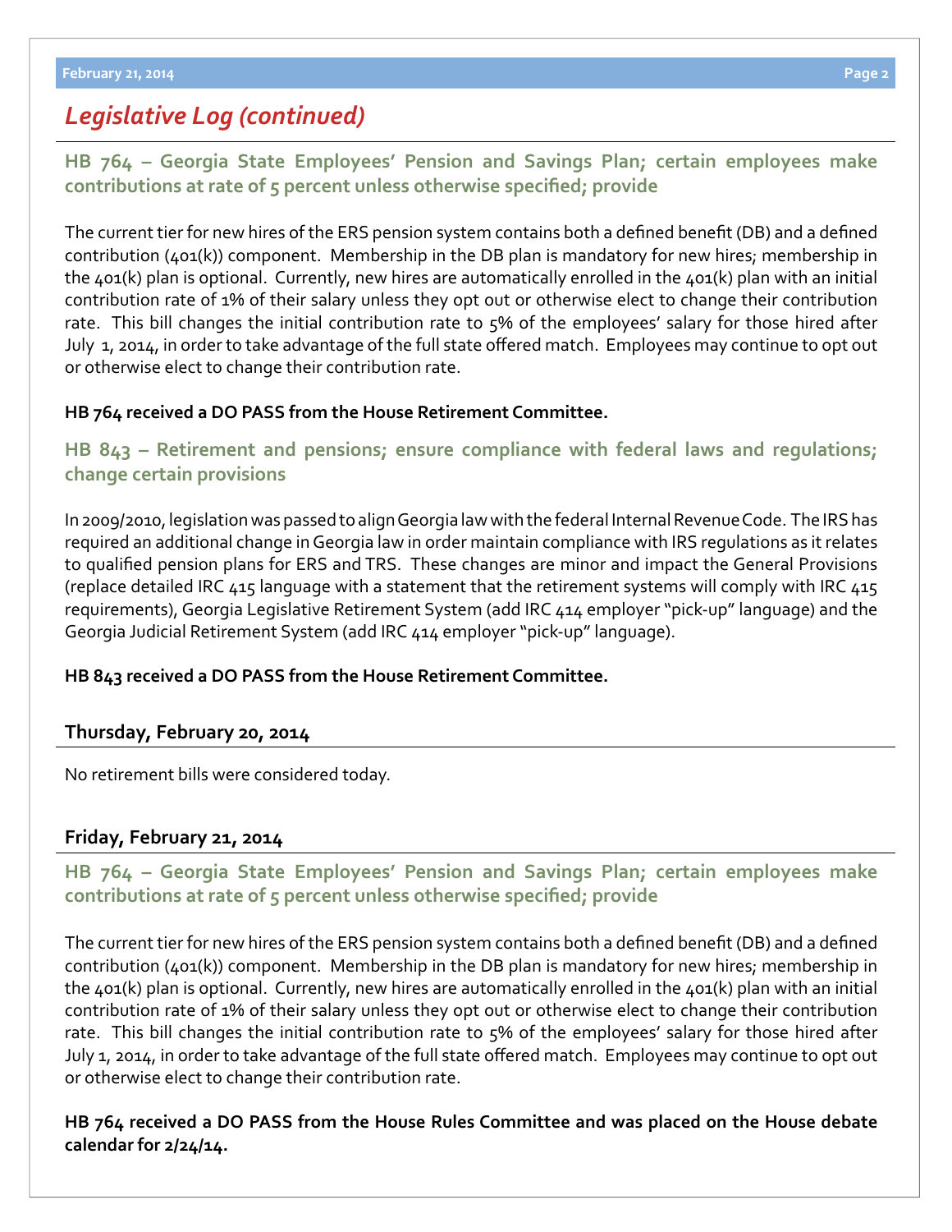## Legislative Log (continued)

### HB 764 – Georgia State Employees' Pension and Savings Plan; certain employees make contributions at rate of 5 percent unless otherwise specified; provide

The current tier for new hires of the ERS pension system contains both a defined benefit (DB) and a defined contribution (401(k)) component. Membership in the DB plan is mandatory for new hires; membership in the 401(k) plan is optional. Currently, new hires are automatically enrolled in the 401(k) plan with an initial contribution rate of 1% of their salary unless they opt out or otherwise elect to change their contribution rate. This bill changes the initial contribution rate to 5% of the employees' salary for those hired after July 1, 2014, in order to take advantage of the full state offered match. Employees may continue to opt out or otherwise elect to change their contribution rate.

**HB 764 received a DO PASS from the House Retirement Committee.**

### HB 843 – Retirement and pensions; ensure compliance with federal laws and regulations; change certain provisions

In 2009/2010, legislation was passed to align Georgia law with the federal Internal Revenue Code. The IRS has required an additional change in Georgia law in order maintain compliance with IRS regulations as it relates to qualified pension plans for ERS and TRS. These changes are minor and impact the General Provisions (replace detailed IRC 415 language with a statement that the retirement systems will comply with IRC 415 requirements), Georgia Legislative Retirement System (add IRC 414 employer "pick-up" language) and the Georgia Judicial Retirement System (add IRC 414 employer "pick-up" language).

**HB 843 received a DO PASS from the House Retirement Committee.**

#### Thursday, February 20, 2014

No retirement bills were considered today.

#### Friday, February 21, 2014

### HB 764 – Georgia State Employees' Pension and Savings Plan; certain employees make contributions at rate of 5 percent unless otherwise specified; provide

The current tier for new hires of the ERS pension system contains both a defined benefit (DB) and a defined contribution (401(k)) component. Membership in the DB plan is mandatory for new hires; membership in the 401(k) plan is optional. Currently, new hires are automatically enrolled in the 401(k) plan with an initial contribution rate of 1% of their salary unless they opt out or otherwise elect to change their contribution rate. This bill changes the initial contribution rate to 5% of the employees' salary for those hired after July 1, 2014, in order to take advantage of the full state offered match. Employees may continue to opt out or otherwise elect to change their contribution rate.

**HB 764 received a DO PASS from the House Rules Committee and was placed on the House debate calendar for 2/24/14.**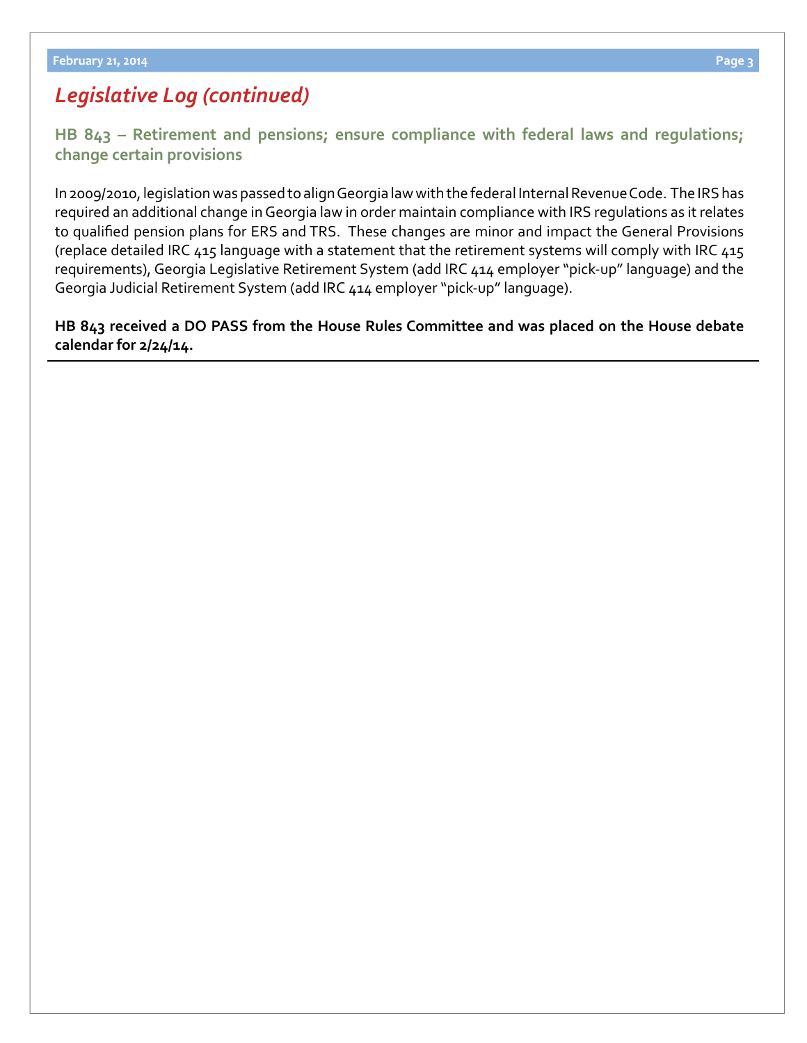# Legislative Log (continued)

### HB 843 – Retirement and pensions; ensure compliance with federal laws and regulations; change certain provisions

In 2009/2010, legislation was passed to align Georgia law with the federal Internal Revenue Code. The IRS has required an additional change in Georgia law in order maintain compliance with IRS regulations as it relates to qualified pension plans for ERS and TRS. These changes are minor and impact the General Provisions (replace detailed IRC 415 language with a statement that the retirement systems will comply with IRC 415 requirements), Georgia Legislative Retirement System (add IRC 414 employer "pick-up" language) and the Georgia Judicial Retirement System (add IRC 414 employer "pick-up" language).

**HB 843 received a DO PASS from the House Rules Committee and was placed on the House debate calendar for 2/24/14.**